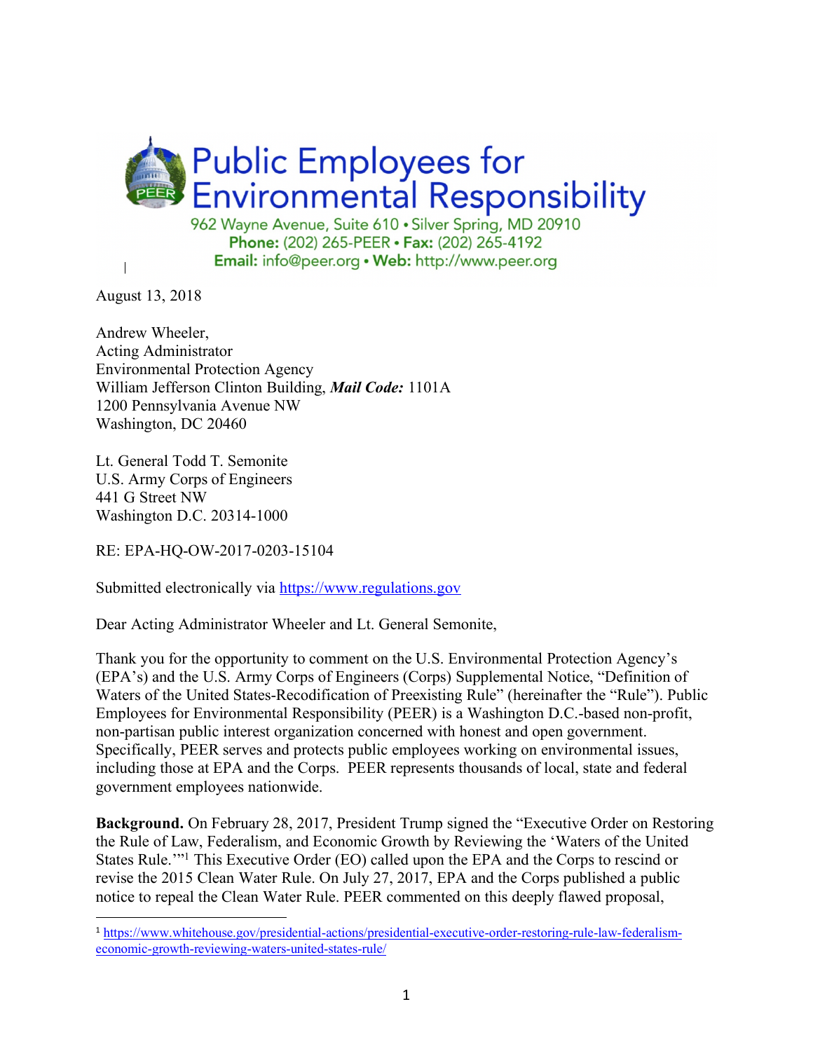# Public Employees for Environmental Responsibility

962 Wayne Avenue, Suite 610 • Silver Spring, MD 20910
**Phone:** (202) 265-PEER • **Fax:** (202) 265-4192
**Email:** info@peer.org • **Web:** http://www.peer.org

August 13, 2018

Andrew Wheeler,
Acting Administrator
Environmental Protection Agency
William Jefferson Clinton Building, ***Mail Code:*** 1101A
1200 Pennsylvania Avenue NW
Washington, DC 20460

Lt. General Todd T. Semonite
U.S. Army Corps of Engineers
441 G Street NW
Washington D.C. 20314-1000

RE: EPA-HQ-OW-2017-0203-15104

Submitted electronically via https://www.regulations.gov

Dear Acting Administrator Wheeler and Lt. General Semonite,

Thank you for the opportunity to comment on the U.S. Environmental Protection Agency's (EPA's) and the U.S. Army Corps of Engineers (Corps) Supplemental Notice, "Definition of Waters of the United States-Recodification of Preexisting Rule" (hereinafter the "Rule"). Public Employees for Environmental Responsibility (PEER) is a Washington D.C.-based non-profit, non-partisan public interest organization concerned with honest and open government. Specifically, PEER serves and protects public employees working on environmental issues, including those at EPA and the Corps. PEER represents thousands of local, state and federal government employees nationwide.

**Background.** On February 28, 2017, President Trump signed the "Executive Order on Restoring the Rule of Law, Federalism, and Economic Growth by Reviewing the 'Waters of the United States Rule.'"[1] This Executive Order (EO) called upon the EPA and the Corps to rescind or revise the 2015 Clean Water Rule. On July 27, 2017, EPA and the Corps published a public notice to repeal the Clean Water Rule. PEER commented on this deeply flawed proposal,

[1] https://www.whitehouse.gov/presidential-actions/presidential-executive-order-restoring-rule-law-federalism-economic-growth-reviewing-waters-united-states-rule/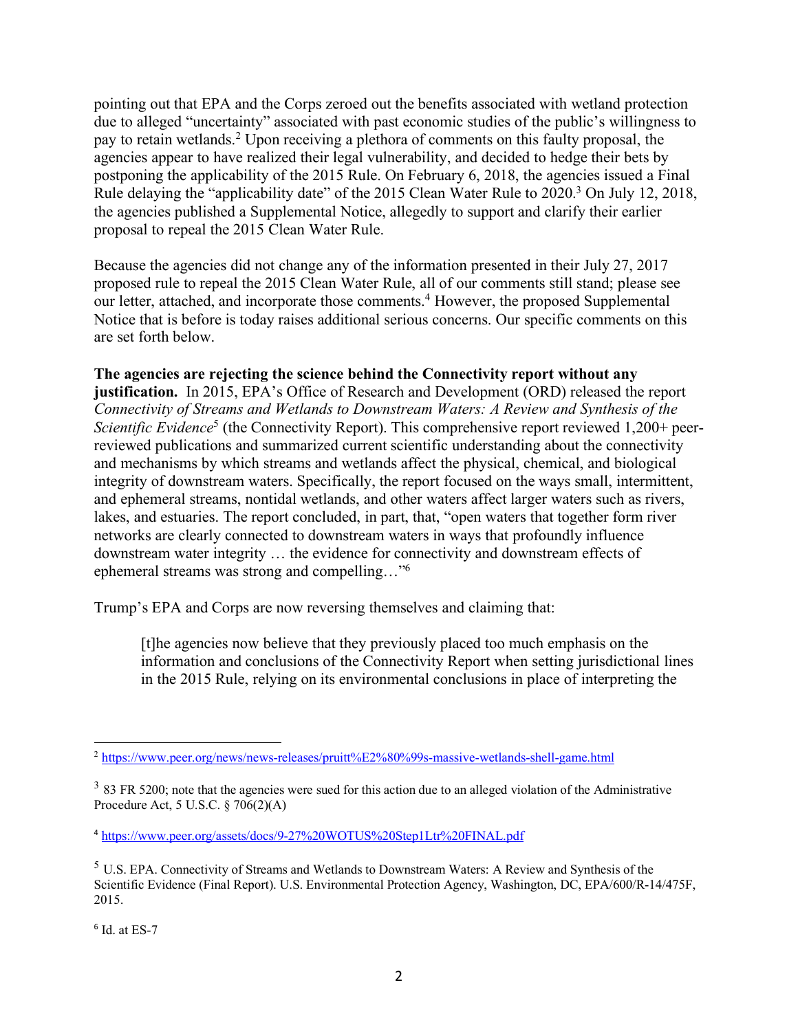pointing out that EPA and the Corps zeroed out the benefits associated with wetland protection due to alleged "uncertainty" associated with past economic studies of the public's willingness to pay to retain wetlands.[2] Upon receiving a plethora of comments on this faulty proposal, the agencies appear to have realized their legal vulnerability, and decided to hedge their bets by postponing the applicability of the 2015 Rule. On February 6, 2018, the agencies issued a Final Rule delaying the "applicability date" of the 2015 Clean Water Rule to 2020.[3] On July 12, 2018, the agencies published a Supplemental Notice, allegedly to support and clarify their earlier proposal to repeal the 2015 Clean Water Rule.

Because the agencies did not change any of the information presented in their July 27, 2017 proposed rule to repeal the 2015 Clean Water Rule, all of our comments still stand; please see our letter, attached, and incorporate those comments.[4] However, the proposed Supplemental Notice that is before is today raises additional serious concerns. Our specific comments on this are set forth below.

**The agencies are rejecting the science behind the Connectivity report without any justification.** In 2015, EPA's Office of Research and Development (ORD) released the report *Connectivity of Streams and Wetlands to Downstream Waters: A Review and Synthesis of the Scientific Evidence*[5] (the Connectivity Report). This comprehensive report reviewed 1,200+ peer-reviewed publications and summarized current scientific understanding about the connectivity and mechanisms by which streams and wetlands affect the physical, chemical, and biological integrity of downstream waters. Specifically, the report focused on the ways small, intermittent, and ephemeral streams, nontidal wetlands, and other waters affect larger waters such as rivers, lakes, and estuaries. The report concluded, in part, that, "open waters that together form river networks are clearly connected to downstream waters in ways that profoundly influence downstream water integrity … the evidence for connectivity and downstream effects of ephemeral streams was strong and compelling…"[6]

Trump's EPA and Corps are now reversing themselves and claiming that:

> [t]he agencies now believe that they previously placed too much emphasis on the information and conclusions of the Connectivity Report when setting jurisdictional lines in the 2015 Rule, relying on its environmental conclusions in place of interpreting the

---

[2] https://www.peer.org/news/news-releases/pruitt%E2%80%99s-massive-wetlands-shell-game.html

[3] 83 FR 5200; note that the agencies were sued for this action due to an alleged violation of the Administrative Procedure Act, 5 U.S.C. § 706(2)(A)

[4] https://www.peer.org/assets/docs/9-27%20WOTUS%20Step1Ltr%20FINAL.pdf

[5] U.S. EPA. Connectivity of Streams and Wetlands to Downstream Waters: A Review and Synthesis of the Scientific Evidence (Final Report). U.S. Environmental Protection Agency, Washington, DC, EPA/600/R-14/475F, 2015.

[6] Id. at ES-7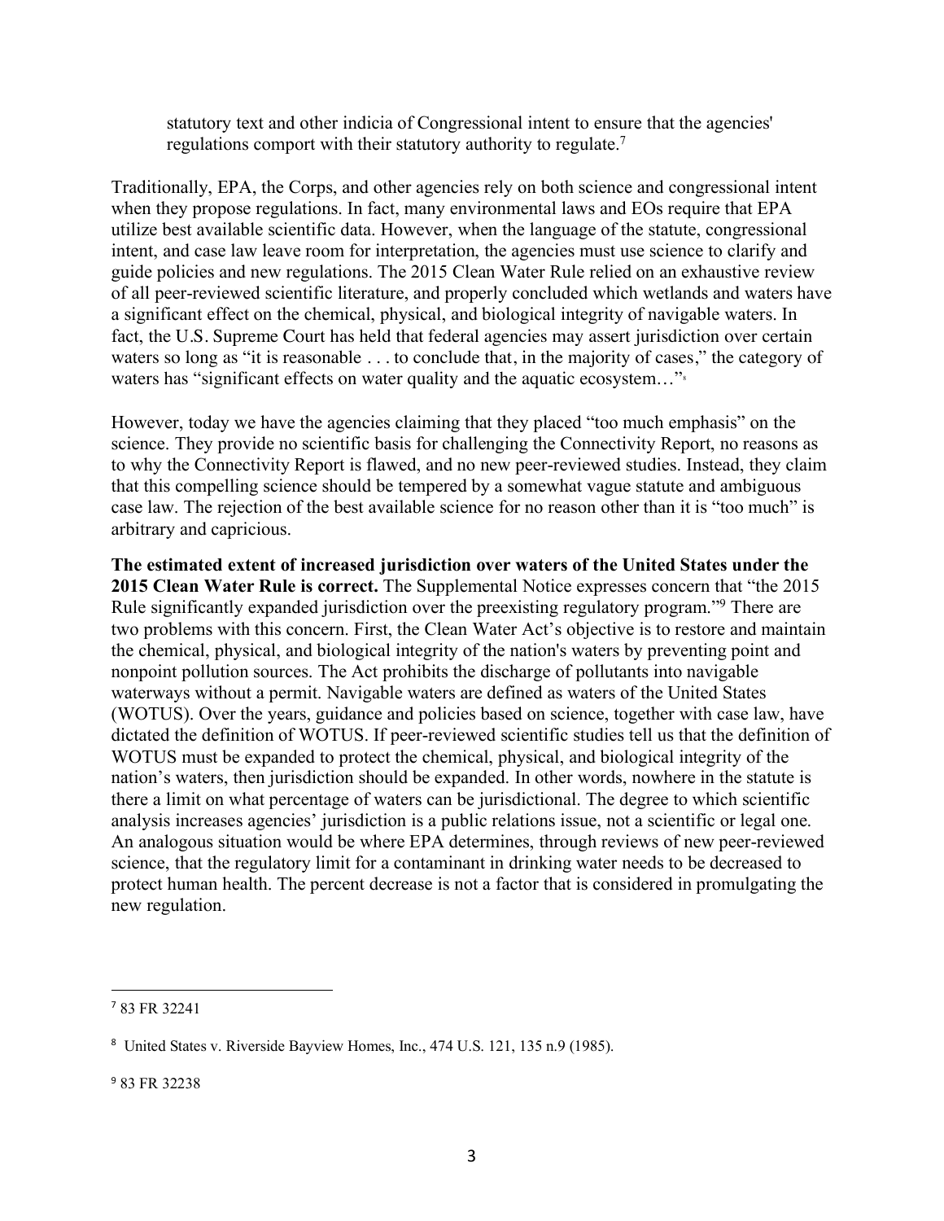> statutory text and other indicia of Congressional intent to ensure that the agencies' regulations comport with their statutory authority to regulate.[7]

Traditionally, EPA, the Corps, and other agencies rely on both science and congressional intent when they propose regulations. In fact, many environmental laws and EOs require that EPA utilize best available scientific data. However, when the language of the statute, congressional intent, and case law leave room for interpretation, the agencies must use science to clarify and guide policies and new regulations. The 2015 Clean Water Rule relied on an exhaustive review of all peer-reviewed scientific literature, and properly concluded which wetlands and waters have a significant effect on the chemical, physical, and biological integrity of navigable waters. In fact, the U.S. Supreme Court has held that federal agencies may assert jurisdiction over certain waters so long as "it is reasonable . . . to conclude that, in the majority of cases," the category of waters has "significant effects on water quality and the aquatic ecosystem…"[8]

However, today we have the agencies claiming that they placed "too much emphasis" on the science. They provide no scientific basis for challenging the Connectivity Report, no reasons as to why the Connectivity Report is flawed, and no new peer-reviewed studies. Instead, they claim that this compelling science should be tempered by a somewhat vague statute and ambiguous case law. The rejection of the best available science for no reason other than it is "too much" is arbitrary and capricious.

**The estimated extent of increased jurisdiction over waters of the United States under the 2015 Clean Water Rule is correct.** The Supplemental Notice expresses concern that "the 2015 Rule significantly expanded jurisdiction over the preexisting regulatory program."[9] There are two problems with this concern. First, the Clean Water Act's objective is to restore and maintain the chemical, physical, and biological integrity of the nation's waters by preventing point and nonpoint pollution sources. The Act prohibits the discharge of pollutants into navigable waterways without a permit. Navigable waters are defined as waters of the United States (WOTUS). Over the years, guidance and policies based on science, together with case law, have dictated the definition of WOTUS. If peer-reviewed scientific studies tell us that the definition of WOTUS must be expanded to protect the chemical, physical, and biological integrity of the nation's waters, then jurisdiction should be expanded. In other words, nowhere in the statute is there a limit on what percentage of waters can be jurisdictional. The degree to which scientific analysis increases agencies' jurisdiction is a public relations issue, not a scientific or legal one. An analogous situation would be where EPA determines, through reviews of new peer-reviewed science, that the regulatory limit for a contaminant in drinking water needs to be decreased to protect human health. The percent decrease is not a factor that is considered in promulgating the new regulation.

---

[7] 83 FR 32241

[8] United States v. Riverside Bayview Homes, Inc., 474 U.S. 121, 135 n.9 (1985).

[9] 83 FR 32238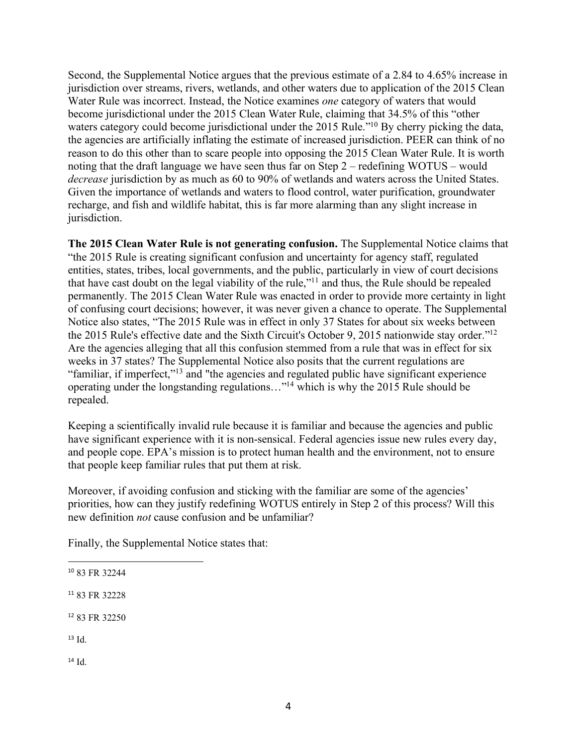Second, the Supplemental Notice argues that the previous estimate of a 2.84 to 4.65% increase in jurisdiction over streams, rivers, wetlands, and other waters due to application of the 2015 Clean Water Rule was incorrect. Instead, the Notice examines *one* category of waters that would become jurisdictional under the 2015 Clean Water Rule, claiming that 34.5% of this "other waters category could become jurisdictional under the 2015 Rule."[10] By cherry picking the data, the agencies are artificially inflating the estimate of increased jurisdiction. PEER can think of no reason to do this other than to scare people into opposing the 2015 Clean Water Rule. It is worth noting that the draft language we have seen thus far on Step 2 – redefining WOTUS – would *decrease* jurisdiction by as much as 60 to 90% of wetlands and waters across the United States. Given the importance of wetlands and waters to flood control, water purification, groundwater recharge, and fish and wildlife habitat, this is far more alarming than any slight increase in jurisdiction.

**The 2015 Clean Water Rule is not generating confusion.** The Supplemental Notice claims that "the 2015 Rule is creating significant confusion and uncertainty for agency staff, regulated entities, states, tribes, local governments, and the public, particularly in view of court decisions that have cast doubt on the legal viability of the rule,"[11] and thus, the Rule should be repealed permanently. The 2015 Clean Water Rule was enacted in order to provide more certainty in light of confusing court decisions; however, it was never given a chance to operate. The Supplemental Notice also states, "The 2015 Rule was in effect in only 37 States for about six weeks between the 2015 Rule's effective date and the Sixth Circuit's October 9, 2015 nationwide stay order."[12] Are the agencies alleging that all this confusion stemmed from a rule that was in effect for six weeks in 37 states? The Supplemental Notice also posits that the current regulations are "familiar, if imperfect,"[13] and "the agencies and regulated public have significant experience operating under the longstanding regulations…"[14] which is why the 2015 Rule should be repealed.

Keeping a scientifically invalid rule because it is familiar and because the agencies and public have significant experience with it is non-sensical. Federal agencies issue new rules every day, and people cope. EPA's mission is to protect human health and the environment, not to ensure that people keep familiar rules that put them at risk.

Moreover, if avoiding confusion and sticking with the familiar are some of the agencies' priorities, how can they justify redefining WOTUS entirely in Step 2 of this process? Will this new definition *not* cause confusion and be unfamiliar?

Finally, the Supplemental Notice states that:

---

[10] 83 FR 32244

[11] 83 FR 32228

[12] 83 FR 32250

[13] Id.

[14] Id.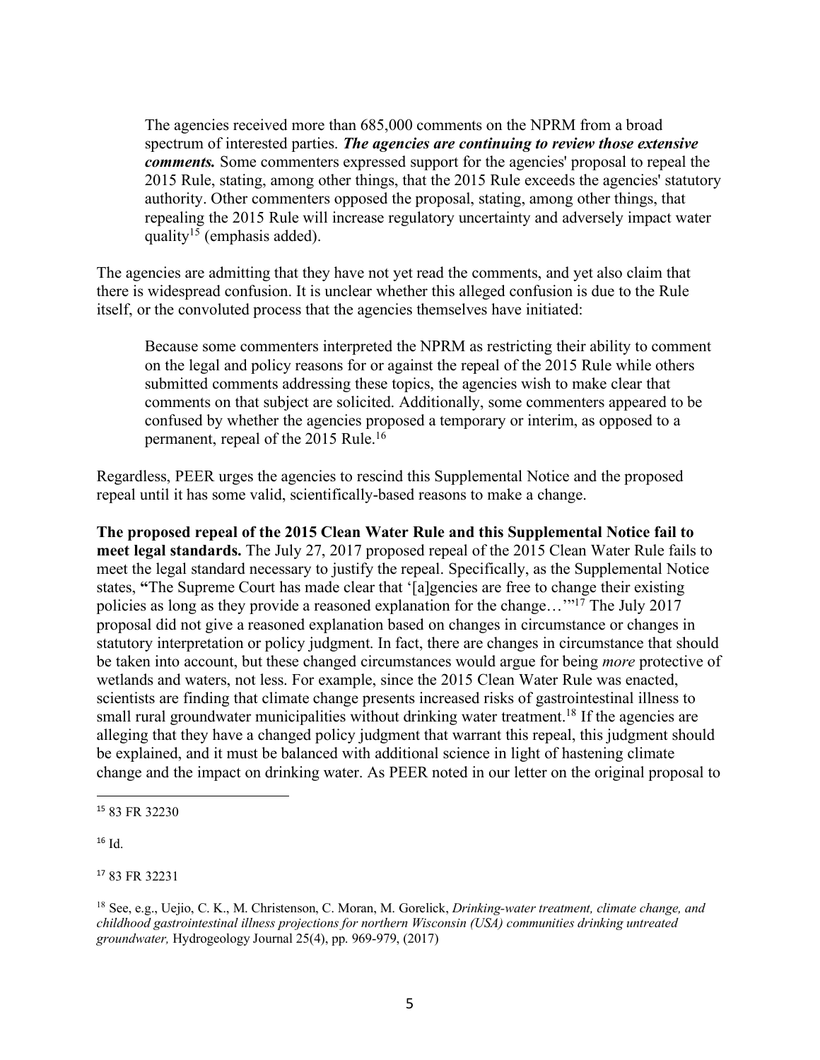> The agencies received more than 685,000 comments on the NPRM from a broad spectrum of interested parties. ***The agencies are continuing to review those extensive comments.*** Some commenters expressed support for the agencies' proposal to repeal the 2015 Rule, stating, among other things, that the 2015 Rule exceeds the agencies' statutory authority. Other commenters opposed the proposal, stating, among other things, that repealing the 2015 Rule will increase regulatory uncertainty and adversely impact water quality[15] (emphasis added).

The agencies are admitting that they have not yet read the comments, and yet also claim that there is widespread confusion. It is unclear whether this alleged confusion is due to the Rule itself, or the convoluted process that the agencies themselves have initiated:

> Because some commenters interpreted the NPRM as restricting their ability to comment on the legal and policy reasons for or against the repeal of the 2015 Rule while others submitted comments addressing these topics, the agencies wish to make clear that comments on that subject are solicited. Additionally, some commenters appeared to be confused by whether the agencies proposed a temporary or interim, as opposed to a permanent, repeal of the 2015 Rule.[16]

Regardless, PEER urges the agencies to rescind this Supplemental Notice and the proposed repeal until it has some valid, scientifically-based reasons to make a change.

**The proposed repeal of the 2015 Clean Water Rule and this Supplemental Notice fail to meet legal standards.** The July 27, 2017 proposed repeal of the 2015 Clean Water Rule fails to meet the legal standard necessary to justify the repeal. Specifically, as the Supplemental Notice states, **"**The Supreme Court has made clear that '[a]gencies are free to change their existing policies as long as they provide a reasoned explanation for the change…'"[17] The July 2017 proposal did not give a reasoned explanation based on changes in circumstance or changes in statutory interpretation or policy judgment. In fact, there are changes in circumstance that should be taken into account, but these changed circumstances would argue for being *more* protective of wetlands and waters, not less. For example, since the 2015 Clean Water Rule was enacted, scientists are finding that climate change presents increased risks of gastrointestinal illness to small rural groundwater municipalities without drinking water treatment.[18] If the agencies are alleging that they have a changed policy judgment that warrant this repeal, this judgment should be explained, and it must be balanced with additional science in light of hastening climate change and the impact on drinking water. As PEER noted in our letter on the original proposal to

---

[15] 83 FR 32230

[16] Id.

[17] 83 FR 32231

[18] See, e.g., Uejio, C. K., M. Christenson, C. Moran, M. Gorelick, *Drinking-water treatment, climate change, and childhood gastrointestinal illness projections for northern Wisconsin (USA) communities drinking untreated groundwater,* Hydrogeology Journal 25(4), pp. 969-979, (2017)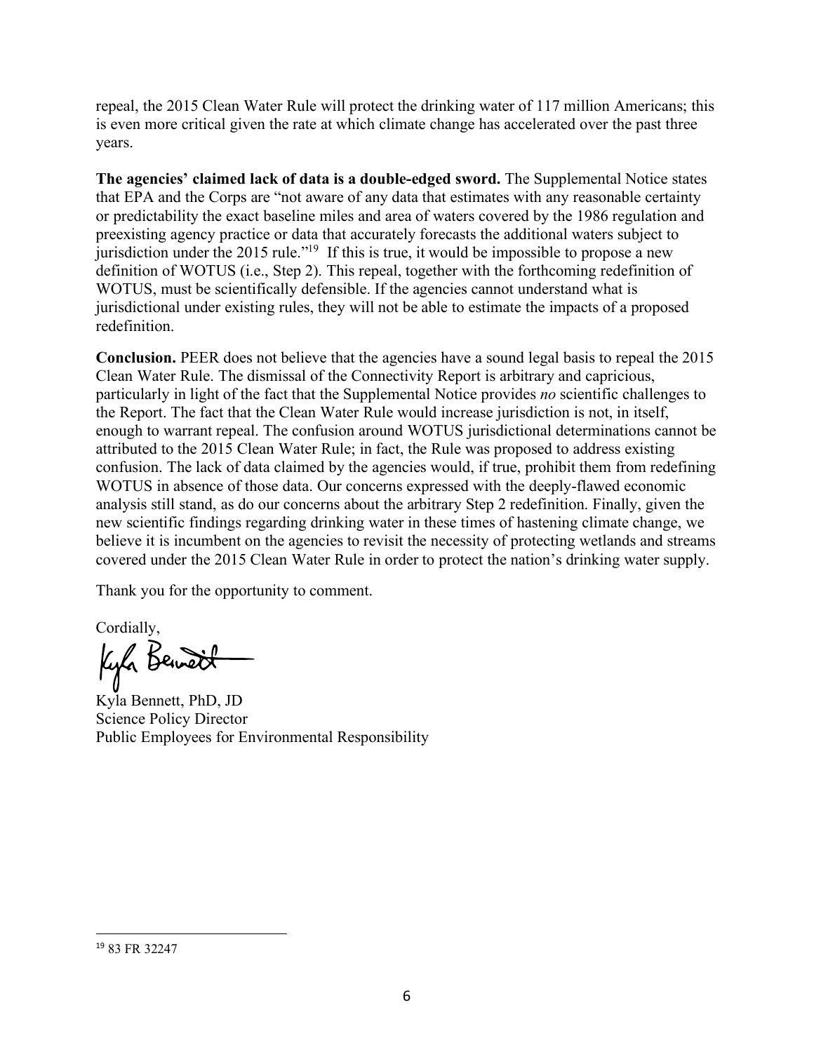repeal, the 2015 Clean Water Rule will protect the drinking water of 117 million Americans; this is even more critical given the rate at which climate change has accelerated over the past three years.

**The agencies' claimed lack of data is a double-edged sword.** The Supplemental Notice states that EPA and the Corps are "not aware of any data that estimates with any reasonable certainty or predictability the exact baseline miles and area of waters covered by the 1986 regulation and preexisting agency practice or data that accurately forecasts the additional waters subject to jurisdiction under the 2015 rule."[19] If this is true, it would be impossible to propose a new definition of WOTUS (i.e., Step 2). This repeal, together with the forthcoming redefinition of WOTUS, must be scientifically defensible. If the agencies cannot understand what is jurisdictional under existing rules, they will not be able to estimate the impacts of a proposed redefinition.

**Conclusion.** PEER does not believe that the agencies have a sound legal basis to repeal the 2015 Clean Water Rule. The dismissal of the Connectivity Report is arbitrary and capricious, particularly in light of the fact that the Supplemental Notice provides *no* scientific challenges to the Report. The fact that the Clean Water Rule would increase jurisdiction is not, in itself, enough to warrant repeal. The confusion around WOTUS jurisdictional determinations cannot be attributed to the 2015 Clean Water Rule; in fact, the Rule was proposed to address existing confusion. The lack of data claimed by the agencies would, if true, prohibit them from redefining WOTUS in absence of those data. Our concerns expressed with the deeply-flawed economic analysis still stand, as do our concerns about the arbitrary Step 2 redefinition. Finally, given the new scientific findings regarding drinking water in these times of hastening climate change, we believe it is incumbent on the agencies to revisit the necessity of protecting wetlands and streams covered under the 2015 Clean Water Rule in order to protect the nation's drinking water supply.

Thank you for the opportunity to comment.

Cordially,

Kyla Bennett

Kyla Bennett, PhD, JD
Science Policy Director
Public Employees for Environmental Responsibility

---

[19] 83 FR 32247